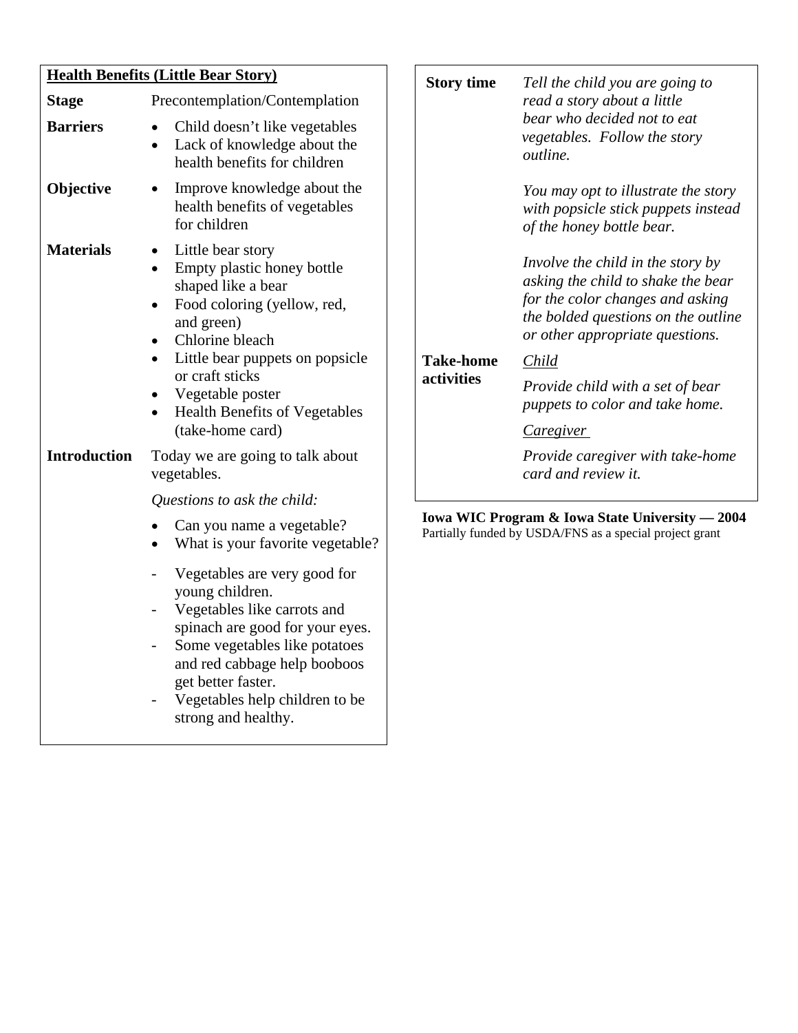## Health Benefits (Little Bear Story)

**Stage**

Precontemplation/Contemplation

**Barriers**

- Child doesn't like vegetables
- Lack of knowledge about the health benefits for children

**Objective**

- Improve knowledge about the health benefits of vegetables for children

**Materials**

- Little bear story
- Empty plastic honey bottle shaped like a bear
- Food coloring (yellow, red, and green)
- Chlorine bleach
- Little bear puppets on popsicle or craft sticks
- Vegetable poster
- Health Benefits of Vegetables (take-home card)

**Introduction**

Today we are going to talk about vegetables.

*Questions to ask the child:*

- Can you name a vegetable?
- What is your favorite vegetable?

- Vegetables are very good for young children.
- Vegetables like carrots and spinach are good for your eyes.
- Some vegetables like potatoes and red cabbage help booboos get better faster.
- Vegetables help children to be strong and healthy.

**Story time**

*Tell the child you are going to read a story about a little bear who decided not to eat vegetables. Follow the story outline.*

*You may opt to illustrate the story with popsicle stick puppets instead of the honey bottle bear.*

*Involve the child in the story by asking the child to shake the bear for the color changes and asking the bolded questions on the outline or other appropriate questions.*

**Take-home activities**

*Child*

*Provide child with a set of bear puppets to color and take home.*

*Caregiver*

*Provide caregiver with take-home card and review it.*

**Iowa WIC Program & Iowa State University — 2004**
Partially funded by USDA/FNS as a special project grant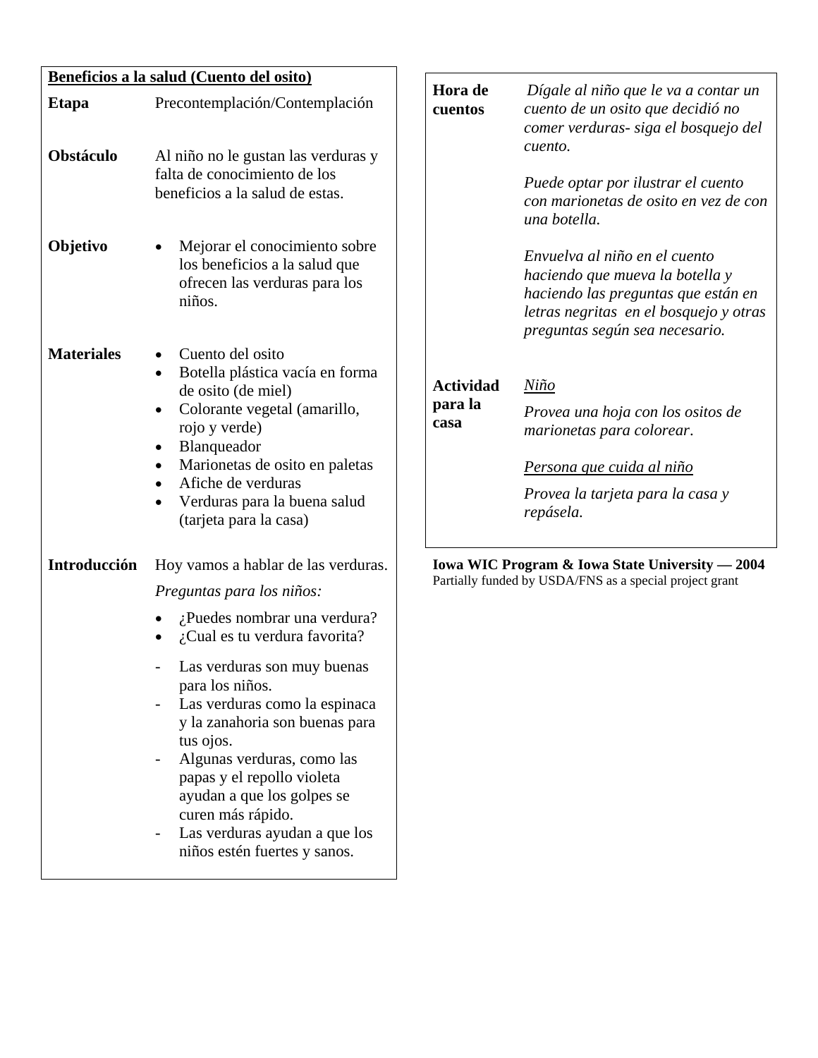**Beneficios a la salud (Cuento del osito)**

**Etapa**

Precontemplación/Contemplación

**Obstáculo**

Al niño no le gustan las verduras y falta de conocimiento de los beneficios a la salud de estas.

**Objetivo**

- Mejorar el conocimiento sobre los beneficios a la salud que ofrecen las verduras para los niños.

**Materiales**

- Cuento del osito
- Botella plástica vacía en forma de osito (de miel)
- Colorante vegetal (amarillo, rojo y verde)
- Blanqueador
- Marionetas de osito en paletas
- Afiche de verduras
- Verduras para la buena salud (tarjeta para la casa)

**Introducción**

Hoy vamos a hablar de las verduras.

*Preguntas para los niños:*

- ¿Puedes nombrar una verdura?
- ¿Cual es tu verdura favorita?

- Las verduras son muy buenas para los niños.
- Las verduras como la espinaca y la zanahoria son buenas para tus ojos.
- Algunas verduras, como las papas y el repollo violeta ayudan a que los golpes se curen más rápido.
- Las verduras ayudan a que los niños estén fuertes y sanos.

**Hora de cuentos**

*Dígale al niño que le va a contar un cuento de un osito que decidió no comer verduras- siga el bosquejo del cuento.*

*Puede optar por ilustrar el cuento con marionetas de osito en vez de con una botella.*

*Envuelva al niño en el cuento haciendo que mueva la botella y haciendo las preguntas que están en letras negritas en el bosquejo y otras preguntas según sea necesario.*

**Actividad para la casa**

*Niño*

*Provea una hoja con los ositos de marionetas para colorear.*

*Persona que cuida al niño*

*Provea la tarjeta para la casa y repásela.*

**Iowa WIC Program & Iowa State University — 2004**
Partially funded by USDA/FNS as a special project grant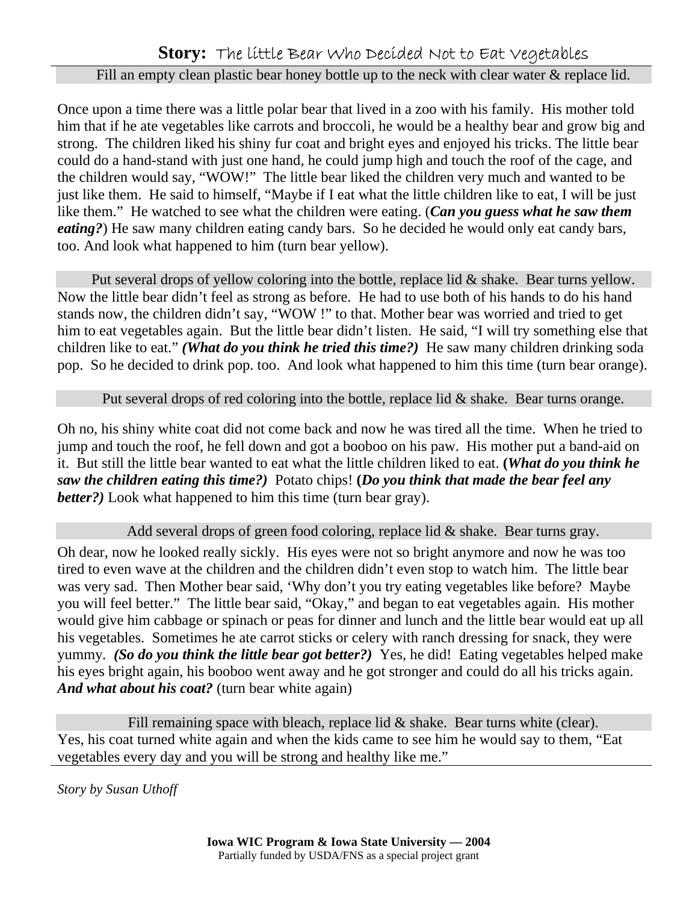## **Story:** The little Bear Who Decided Not to Eat Vegetables

Fill an empty clean plastic bear honey bottle up to the neck with clear water & replace lid.

Once upon a time there was a little polar bear that lived in a zoo with his family. His mother told him that if he ate vegetables like carrots and broccoli, he would be a healthy bear and grow big and strong. The children liked his shiny fur coat and bright eyes and enjoyed his tricks. The little bear could do a hand-stand with just one hand, he could jump high and touch the roof of the cage, and the children would say, "WOW!" The little bear liked the children very much and wanted to be just like them. He said to himself, "Maybe if I eat what the little children like to eat, I will be just like them." He watched to see what the children were eating. (***Can you guess what he saw them eating?***) He saw many children eating candy bars. So he decided he would only eat candy bars, too. And look what happened to him (turn bear yellow).

Put several drops of yellow coloring into the bottle, replace lid & shake. Bear turns yellow.

Now the little bear didn't feel as strong as before. He had to use both of his hands to do his hand stands now, the children didn't say, "WOW !" to that. Mother bear was worried and tried to get him to eat vegetables again. But the little bear didn't listen. He said, "I will try something else that children like to eat." ***(What do you think he tried this time?)*** He saw many children drinking soda pop. So he decided to drink pop. too. And look what happened to him this time (turn bear orange).

Put several drops of red coloring into the bottle, replace lid & shake. Bear turns orange.

Oh no, his shiny white coat did not come back and now he was tired all the time. When he tried to jump and touch the roof, he fell down and got a booboo on his paw. His mother put a band-aid on it. But still the little bear wanted to eat what the little children liked to eat. ***(What do you think he saw the children eating this time?)*** Potato chips! ***(Do you think that made the bear feel any better?)*** Look what happened to him this time (turn bear gray).

Add several drops of green food coloring, replace lid & shake. Bear turns gray.

Oh dear, now he looked really sickly. His eyes were not so bright anymore and now he was too tired to even wave at the children and the children didn't even stop to watch him. The little bear was very sad. Then Mother bear said, 'Why don't you try eating vegetables like before? Maybe you will feel better." The little bear said, "Okay," and began to eat vegetables again. His mother would give him cabbage or spinach or peas for dinner and lunch and the little bear would eat up all his vegetables. Sometimes he ate carrot sticks or celery with ranch dressing for snack, they were yummy. ***(So do you think the little bear got better?)*** Yes, he did! Eating vegetables helped make his eyes bright again, his booboo went away and he got stronger and could do all his tricks again. ***And what about his coat?*** (turn bear white again)

Fill remaining space with bleach, replace lid & shake. Bear turns white (clear).

Yes, his coat turned white again and when the kids came to see him he would say to them, "Eat vegetables every day and you will be strong and healthy like me."

*Story by Susan Uthoff*

**Iowa WIC Program & Iowa State University — 2004**
Partially funded by USDA/FNS as a special project grant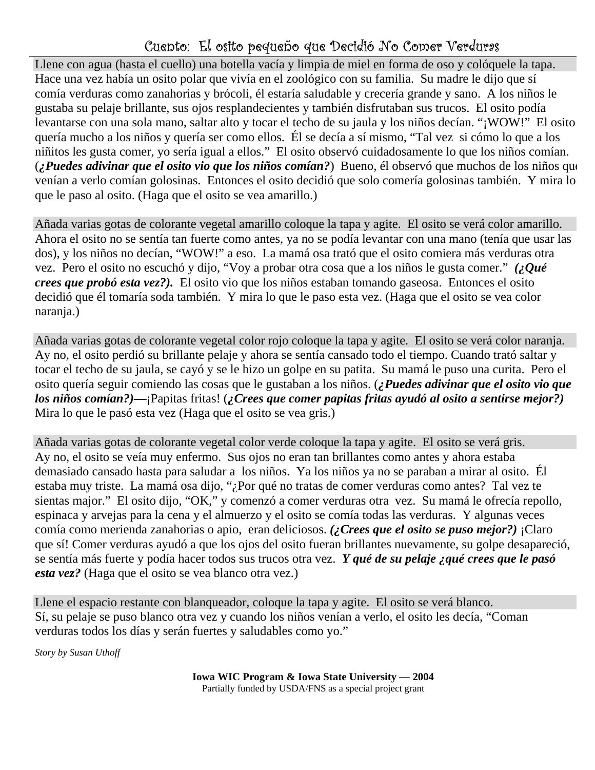# Cuento: El osito pequeño que Decidió No Comer Verduras

Llene con agua (hasta el cuello) una botella vacía y limpia de miel en forma de oso y colóquele la tapa.

Hace una vez había un osito polar que vivía en el zoológico con su familia. Su madre le dijo que sí comía verduras como zanahorias y brócoli, él estaría saludable y crecería grande y sano. A los niños le gustaba su pelaje brillante, sus ojos resplandecientes y también disfrutaban sus trucos. El osito podía levantarse con una sola mano, saltar alto y tocar el techo de su jaula y los niños decían. "¡WOW!" El osito quería mucho a los niños y quería ser como ellos. Él se decía a sí mismo, "Tal vez si cómo lo que a los niñitos les gusta comer, yo sería igual a ellos." El osito observó cuidadosamente lo que los niños comían. (***¿Puedes adivinar que el osito vio que los niños comían?***) Bueno, él observó que muchos de los niños que venían a verlo comían golosinas. Entonces el osito decidió que solo comería golosinas también. Y mira lo que le paso al osito. (Haga que el osito se vea amarillo.)

Añada varias gotas de colorante vegetal amarillo coloque la tapa y agite. El osito se verá color amarillo.

Ahora el osito no se sentía tan fuerte como antes, ya no se podía levantar con una mano (tenía que usar las dos), y los niños no decían, "WOW!" a eso. La mamá osa trató que el osito comiera más verduras otra vez. Pero el osito no escuchó y dijo, "Voy a probar otra cosa que a los niños le gusta comer." ***(¿Qué crees que probó esta vez?).*** El osito vio que los niños estaban tomando gaseosa. Entonces el osito decidió que él tomaría soda también. Y mira lo que le paso esta vez. (Haga que el osito se vea color naranja.)

Añada varias gotas de colorante vegetal color rojo coloque la tapa y agite. El osito se verá color naranja.

Ay no, el osito perdió su brillante pelaje y ahora se sentía cansado todo el tiempo. Cuando trató saltar y tocar el techo de su jaula, se cayó y se le hizo un golpe en su patita. Su mamá le puso una curita. Pero el osito quería seguir comiendo las cosas que le gustaban a los niños. (***¿Puedes adivinar que el osito vio que los niños comían?)—***¡Papitas fritas! (***¿Crees que comer papitas fritas ayudó al osito a sentirse mejor?)*** Mira lo que le pasó esta vez (Haga que el osito se vea gris.)

Añada varias gotas de colorante vegetal color verde coloque la tapa y agite. El osito se verá gris.

Ay no, el osito se veía muy enfermo. Sus ojos no eran tan brillantes como antes y ahora estaba demasiado cansado hasta para saludar a los niños. Ya los niños ya no se paraban a mirar al osito. Él estaba muy triste. La mamá osa dijo, "¿Por qué no tratas de comer verduras como antes? Tal vez te sientas major." El osito dijo, "OK," y comenzó a comer verduras otra vez. Su mamá le ofrecía repollo, espinaca y arvejas para la cena y el almuerzo y el osito se comía todas las verduras. Y algunas veces comía como merienda zanahorias o apio, eran deliciosos. ***(¿Crees que el osito se puso mejor?)*** ¡Claro que sí! Comer verduras ayudó a que los ojos del osito fueran brillantes nuevamente, su golpe desapareció, se sentía más fuerte y podía hacer todos sus trucos otra vez. ***Y qué de su pelaje ¿qué crees que le pasó esta vez?*** (Haga que el osito se vea blanco otra vez.)

Llene el espacio restante con blanqueador, coloque la tapa y agite. El osito se verá blanco.

Sí, su pelaje se puso blanco otra vez y cuando los niños venían a verlo, el osito les decía, "Coman verduras todos los días y serán fuertes y saludables como yo."

*Story by Susan Uthoff*

**Iowa WIC Program & Iowa State University — 2004**
Partially funded by USDA/FNS as a special project grant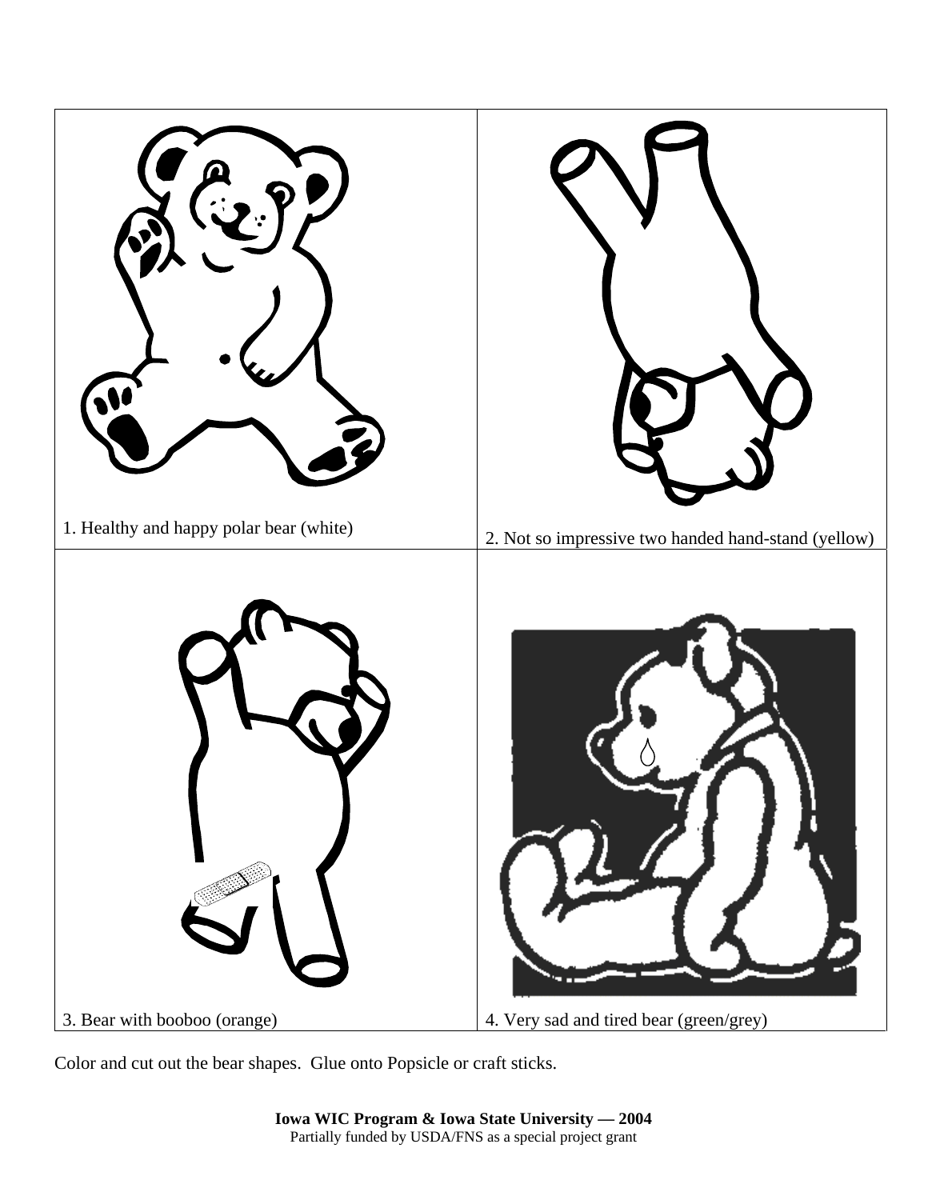| | |
|---|---|
| 1. Healthy and happy polar bear (white) | 2. Not so impressive two handed hand-stand (yellow) |
| 3. Bear with booboo (orange) | 4. Very sad and tired bear (green/grey) |

Color and cut out the bear shapes. Glue onto Popsicle or craft sticks.

**Iowa WIC Program & Iowa State University — 2004**
Partially funded by USDA/FNS as a special project grant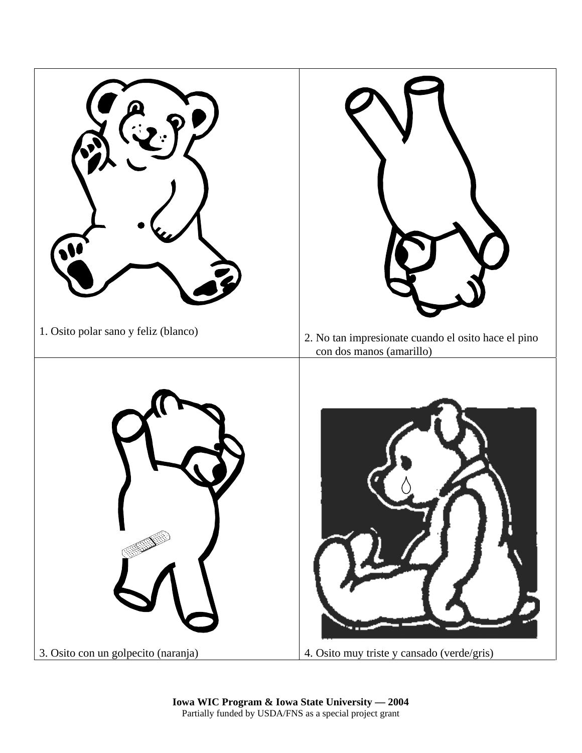| | |
|---|---|
| 1. Osito polar sano y feliz (blanco) | 2. No tan impresionate cuando el osito hace el pino con dos manos (amarillo) |
| 3. Osito con un golpecito (naranja) | 4. Osito muy triste y cansado (verde/gris) |

**Iowa WIC Program & Iowa State University — 2004**
Partially funded by USDA/FNS as a special project grant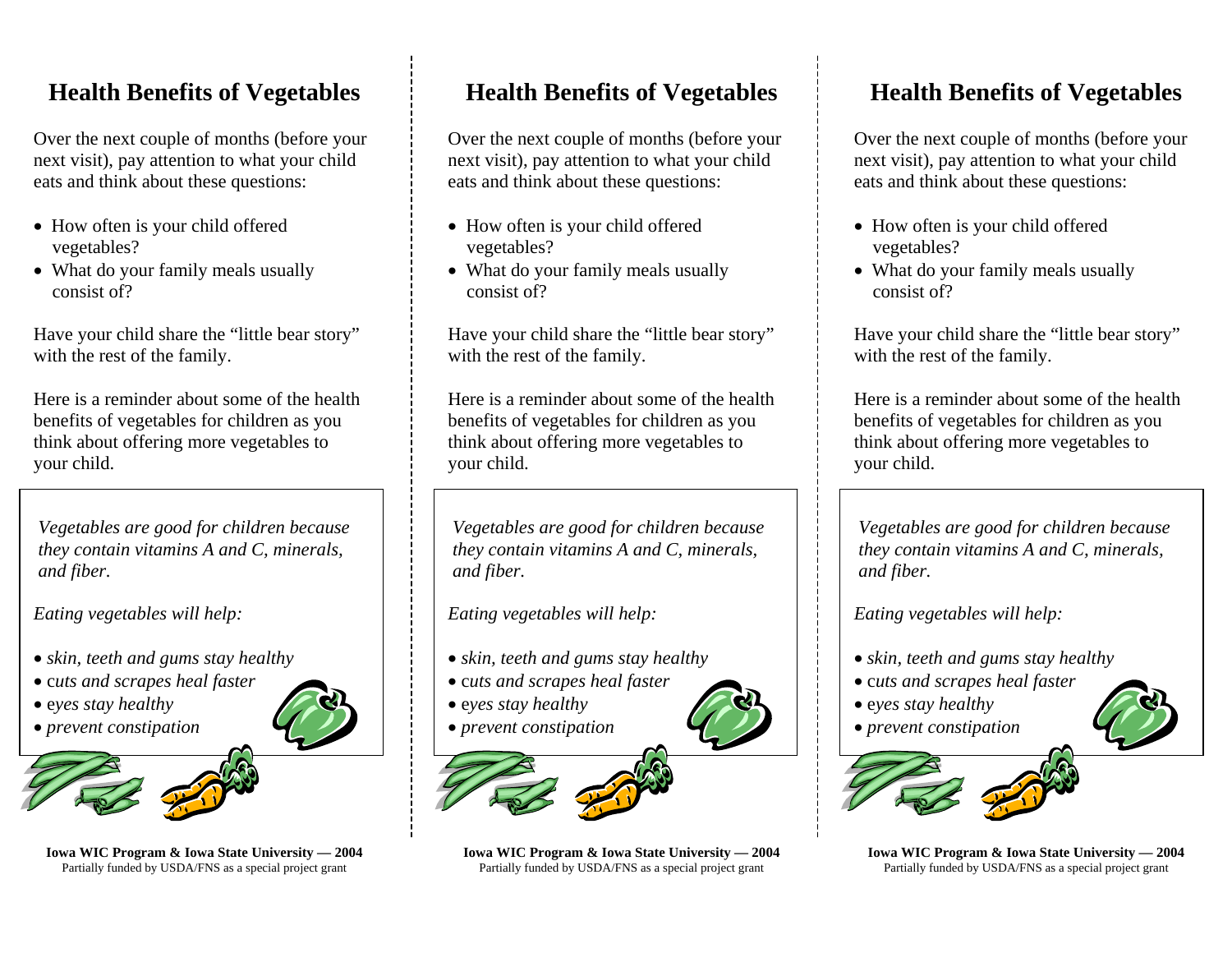# Health Benefits of Vegetables

Over the next couple of months (before your next visit), pay attention to what your child eats and think about these questions:

- How often is your child offered vegetables?
- What do your family meals usually consist of?

Have your child share the "little bear story" with the rest of the family.

Here is a reminder about some of the health benefits of vegetables for children as you think about offering more vegetables to your child.

*Vegetables are good for children because they contain vitamins A and C, minerals, and fiber.*

*Eating vegetables will help:*

- *skin, teeth and gums stay healthy*
- *cuts and scrapes heal faster*
- *eyes stay healthy*
- *prevent constipation*

**Iowa WIC Program & Iowa State University — 2004**
Partially funded by USDA/FNS as a special project grant

# Health Benefits of Vegetables

Over the next couple of months (before your next visit), pay attention to what your child eats and think about these questions:

- How often is your child offered vegetables?
- What do your family meals usually consist of?

Have your child share the "little bear story" with the rest of the family.

Here is a reminder about some of the health benefits of vegetables for children as you think about offering more vegetables to your child.

*Vegetables are good for children because they contain vitamins A and C, minerals, and fiber.*

*Eating vegetables will help:*

- *skin, teeth and gums stay healthy*
- *cuts and scrapes heal faster*
- *eyes stay healthy*
- *prevent constipation*

**Iowa WIC Program & Iowa State University — 2004**
Partially funded by USDA/FNS as a special project grant

# Health Benefits of Vegetables

Over the next couple of months (before your next visit), pay attention to what your child eats and think about these questions:

- How often is your child offered vegetables?
- What do your family meals usually consist of?

Have your child share the "little bear story" with the rest of the family.

Here is a reminder about some of the health benefits of vegetables for children as you think about offering more vegetables to your child.

*Vegetables are good for children because they contain vitamins A and C, minerals, and fiber.*

*Eating vegetables will help:*

- *skin, teeth and gums stay healthy*
- *cuts and scrapes heal faster*
- *eyes stay healthy*
- *prevent constipation*

**Iowa WIC Program & Iowa State University — 2004**
Partially funded by USDA/FNS as a special project grant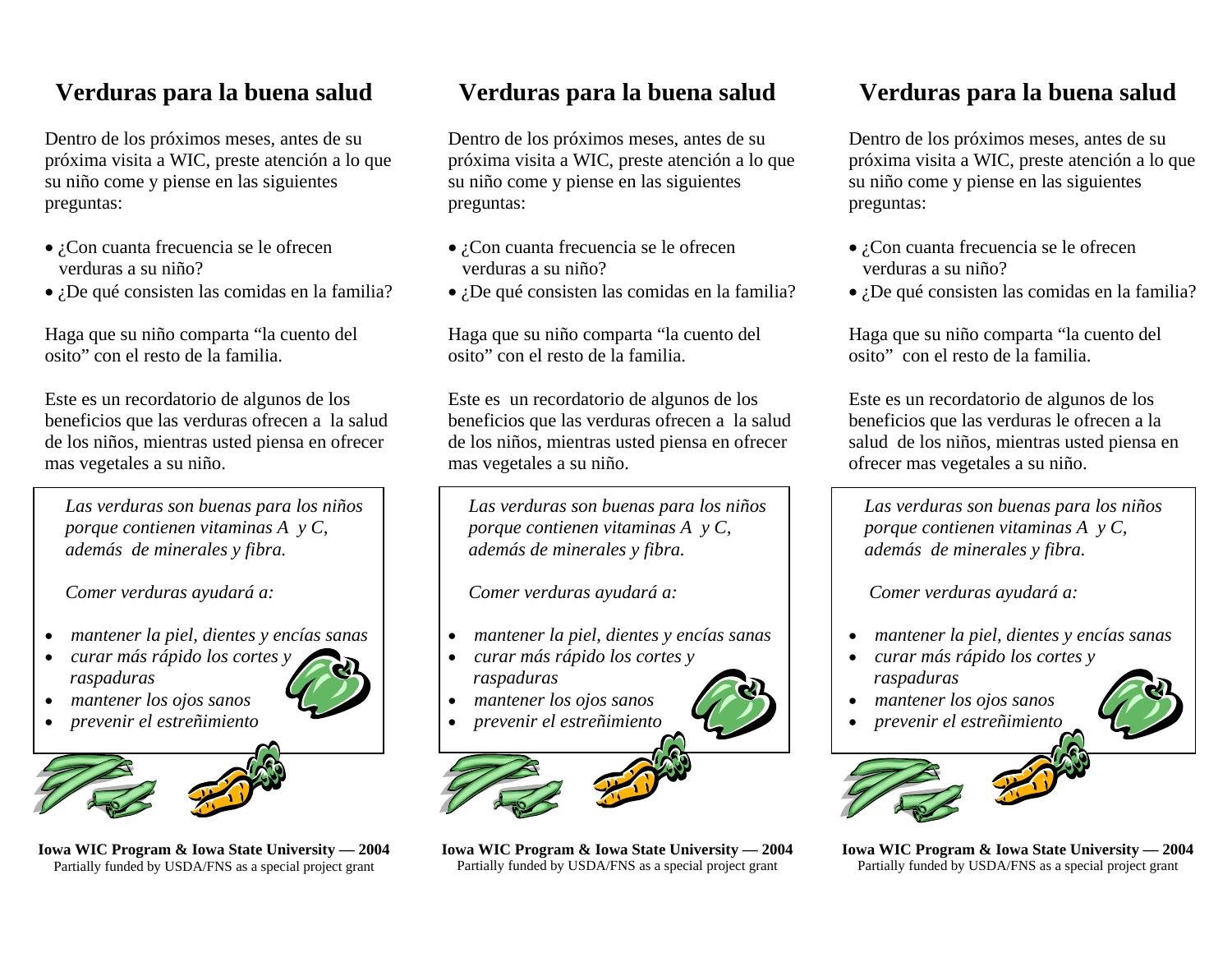# Verduras para la buena salud

Dentro de los próximos meses, antes de su próxima visita a WIC, preste atención a lo que su niño come y piense en las siguientes preguntas:

- ¿Con cuanta frecuencia se le ofrecen verduras a su niño?
- ¿De qué consisten las comidas en la familia?

Haga que su niño comparta "la cuento del osito" con el resto de la familia.

Este es un recordatorio de algunos de los beneficios que las verduras ofrecen a la salud de los niños, mientras usted piensa en ofrecer mas vegetales a su niño.

*Las verduras son buenas para los niños porque contienen vitaminas A y C, además de minerales y fibra.*

*Comer verduras ayudará a:*

- *mantener la piel, dientes y encías sanas*
- *curar más rápido los cortes y raspaduras*
- *mantener los ojos sanos*
- *prevenir el estreñimiento*

**Iowa WIC Program & Iowa State University — 2004**
Partially funded by USDA/FNS as a special project grant

# Verduras para la buena salud

Dentro de los próximos meses, antes de su próxima visita a WIC, preste atención a lo que su niño come y piense en las siguientes preguntas:

- ¿Con cuanta frecuencia se le ofrecen verduras a su niño?
- ¿De qué consisten las comidas en la familia?

Haga que su niño comparta "la cuento del osito" con el resto de la familia.

Este es un recordatorio de algunos de los beneficios que las verduras ofrecen a la salud de los niños, mientras usted piensa en ofrecer mas vegetales a su niño.

*Las verduras son buenas para los niños porque contienen vitaminas A y C, además de minerales y fibra.*

*Comer verduras ayudará a:*

- *mantener la piel, dientes y encías sanas*
- *curar más rápido los cortes y raspaduras*
- *mantener los ojos sanos*
- *prevenir el estreñimiento*

**Iowa WIC Program & Iowa State University — 2004**
Partially funded by USDA/FNS as a special project grant

# Verduras para la buena salud

Dentro de los próximos meses, antes de su próxima visita a WIC, preste atención a lo que su niño come y piense en las siguientes preguntas:

- ¿Con cuanta frecuencia se le ofrecen verduras a su niño?
- ¿De qué consisten las comidas en la familia?

Haga que su niño comparta "la cuento del osito" con el resto de la familia.

Este es un recordatorio de algunos de los beneficios que las verduras le ofrecen a la salud de los niños, mientras usted piensa en ofrecer mas vegetales a su niño.

*Las verduras son buenas para los niños porque contienen vitaminas A y C, además de minerales y fibra.*

*Comer verduras ayudará a:*

- *mantener la piel, dientes y encías sanas*
- *curar más rápido los cortes y raspaduras*
- *mantener los ojos sanos*
- *prevenir el estreñimiento*

**Iowa WIC Program & Iowa State University — 2004**
Partially funded by USDA/FNS as a special project grant